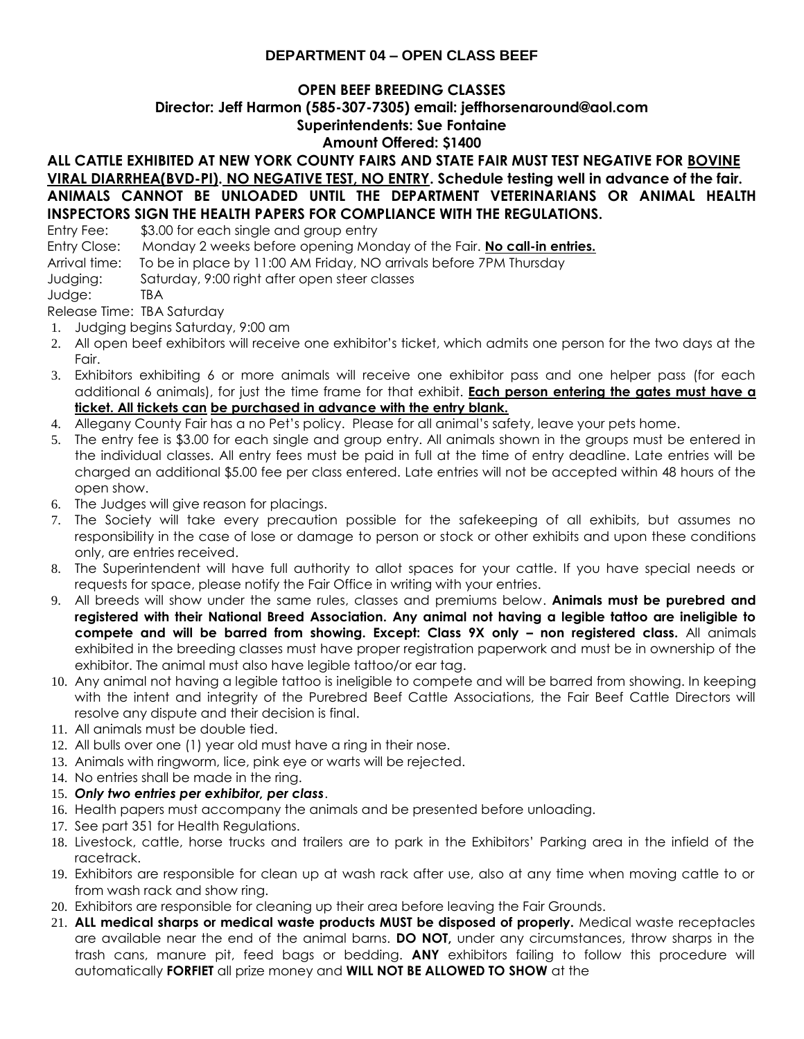# DEPARTMENT 04 – OPEN CLASS BEEF

## OPEN BEEF BREEDING CLASSES

**Director: Jeff Harmon (585-307-7305) email: jeffhorsenaround@aol.com**
**Superintendents: Sue Fontaine**
**Amount Offered: $1400**

**ALL CATTLE EXHIBITED AT NEW YORK COUNTY FAIRS AND STATE FAIR MUST TEST NEGATIVE FOR <u>BOVINE VIRAL DIARRHEA(BVD-PI)</u>. <u>NO NEGATIVE TEST, NO ENTRY</u>. Schedule testing well in advance of the fair. ANIMALS CANNOT BE UNLOADED UNTIL THE DEPARTMENT VETERINARIANS OR ANIMAL HEALTH INSPECTORS SIGN THE HEALTH PAPERS FOR COMPLIANCE WITH THE REGULATIONS.**

Entry Fee: $3.00 for each single and group entry
Entry Close: Monday 2 weeks before opening Monday of the Fair. **<u>No call-in entries.</u>**
Arrival time: To be in place by 11:00 AM Friday, NO arrivals before 7PM Thursday
Judging: Saturday, 9:00 right after open steer classes
Judge: TBA
Release Time: TBA Saturday

1. Judging begins Saturday, 9:00 am
2. All open beef exhibitors will receive one exhibitor's ticket, which admits one person for the two days at the Fair.
3. Exhibitors exhibiting 6 or more animals will receive one exhibitor pass and one helper pass (for each additional 6 animals), for just the time frame for that exhibit. **<u>Each person entering the gates must have a ticket. All tickets can be purchased in advance with the entry blank.</u>**
4. Allegany County Fair has a no Pet's policy. Please for all animal's safety, leave your pets home.
5. The entry fee is $3.00 for each single and group entry. All animals shown in the groups must be entered in the individual classes. All entry fees must be paid in full at the time of entry deadline. Late entries will be charged an additional $5.00 fee per class entered. Late entries will not be accepted within 48 hours of the open show.
6. The Judges will give reason for placings.
7. The Society will take every precaution possible for the safekeeping of all exhibits, but assumes no responsibility in the case of lose or damage to person or stock or other exhibits and upon these conditions only, are entries received.
8. The Superintendent will have full authority to allot spaces for your cattle. If you have special needs or requests for space, please notify the Fair Office in writing with your entries.
9. All breeds will show under the same rules, classes and premiums below. **Animals must be purebred and registered with their National Breed Association. Any animal not having a legible tattoo are ineligible to compete and will be barred from showing. Except: Class 9X only – non registered class.** All animals exhibited in the breeding classes must have proper registration paperwork and must be in ownership of the exhibitor. The animal must also have legible tattoo/or ear tag.
10. Any animal not having a legible tattoo is ineligible to compete and will be barred from showing. In keeping with the intent and integrity of the Purebred Beef Cattle Associations, the Fair Beef Cattle Directors will resolve any dispute and their decision is final.
11. All animals must be double tied.
12. All bulls over one (1) year old must have a ring in their nose.
13. Animals with ringworm, lice, pink eye or warts will be rejected.
14. No entries shall be made in the ring.
15. ***Only two entries per exhibitor, per class***.
16. Health papers must accompany the animals and be presented before unloading.
17. See part 351 for Health Regulations.
18. Livestock, cattle, horse trucks and trailers are to park in the Exhibitors' Parking area in the infield of the racetrack.
19. Exhibitors are responsible for clean up at wash rack after use, also at any time when moving cattle to or from wash rack and show ring.
20. Exhibitors are responsible for cleaning up their area before leaving the Fair Grounds.
21. **ALL medical sharps or medical waste products MUST be disposed of properly.** Medical waste receptacles are available near the end of the animal barns. **DO NOT,** under any circumstances, throw sharps in the trash cans, manure pit, feed bags or bedding. **ANY** exhibitors failing to follow this procedure will automatically **FORFIET** all prize money and **WILL NOT BE ALLOWED TO SHOW** at the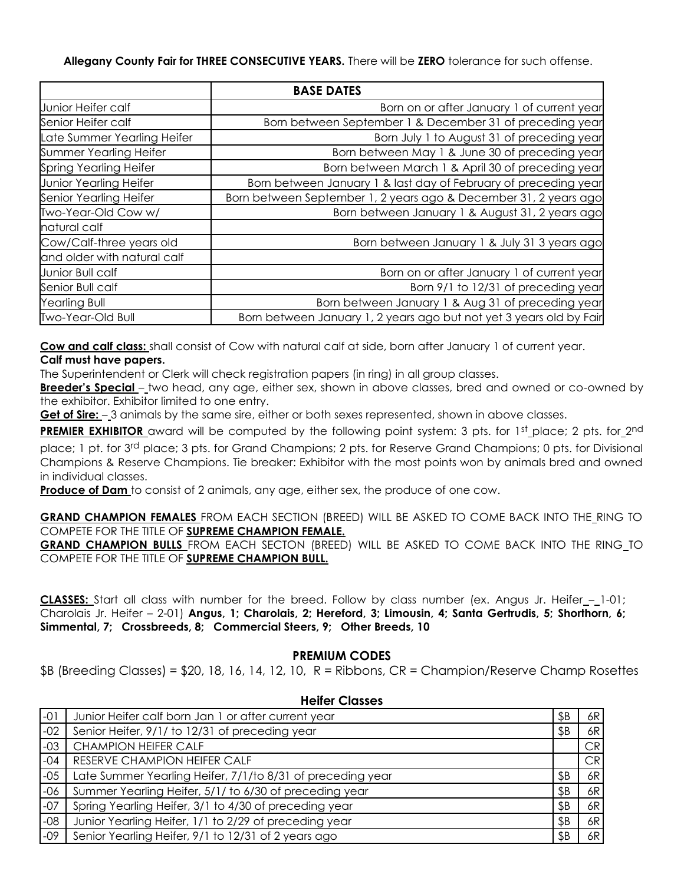**Allegany County Fair for THREE CONSECUTIVE YEARS.** There will be **ZERO** tolerance for such offense.

| | **BASE DATES** |
|---|---|
| Junior Heifer calf | Born on or after January 1 of current year |
| Senior Heifer calf | Born between September 1 & December 31 of preceding year |
| Late Summer Yearling Heifer | Born July 1 to August 31 of preceding year |
| Summer Yearling Heifer | Born between May 1 & June 30 of preceding year |
| Spring Yearling Heifer | Born between March 1 & April 30 of preceding year |
| Junior Yearling Heifer | Born between January 1 & last day of February of preceding year |
| Senior Yearling Heifer | Born between September 1, 2 years ago & December 31, 2 years ago |
| Two-Year-Old Cow w/ natural calf | Born between January 1 & August 31, 2 years ago |
| Cow/Calf-three years old and older with natural calf | Born between January 1 & July 31 3 years ago |
| Junior Bull calf | Born on or after January 1 of current year |
| Senior Bull calf | Born 9/1 to 12/31 of preceding year |
| Yearling Bull | Born between January 1 & Aug 31 of preceding year |
| Two-Year-Old Bull | Born between January 1, 2 years ago but not yet 3 years old by Fair |

**Cow and calf class:** shall consist of Cow with natural calf at side, born after January 1 of current year.
**Calf must have papers.**
The Superintendent or Clerk will check registration papers (in ring) in all group classes.
**Breeder's Special** – two head, any age, either sex, shown in above classes, bred and owned or co-owned by the exhibitor. Exhibitor limited to one entry.
**Get of Sire:** – 3 animals by the same sire, either or both sexes represented, shown in above classes.
**PREMIER EXHIBITOR** award will be computed by the following point system: 3 pts. for 1st place; 2 pts. for 2nd place; 1 pt. for 3rd place; 3 pts. for Grand Champions; 2 pts. for Reserve Grand Champions; 0 pts. for Divisional Champions & Reserve Champions. Tie breaker: Exhibitor with the most points won by animals bred and owned in individual classes.
**Produce of Dam** to consist of 2 animals, any age, either sex, the produce of one cow.

**GRAND CHAMPION FEMALES** FROM EACH SECTION (BREED) WILL BE ASKED TO COME BACK INTO THE RING TO COMPETE FOR THE TITLE OF **SUPREME CHAMPION FEMALE.**
**GRAND CHAMPION BULLS** FROM EACH SECTON (BREED) WILL BE ASKED TO COME BACK INTO THE RING TO COMPETE FOR THE TITLE OF **SUPREME CHAMPION BULL.**

**CLASSES:** Start all class with number for the breed. Follow by class number (ex. Angus Jr. Heifer – 1-01; Charolais Jr. Heifer – 2-01) **Angus, 1; Charolais, 2; Hereford, 3; Limousin, 4; Santa Gertrudis, 5; Shorthorn, 6; Simmental, 7; Crossbreeds, 8; Commercial Steers, 9; Other Breeds, 10**

## PREMIUM CODES

$B (Breeding Classes) = $20, 18, 16, 14, 12, 10, R = Ribbons, CR = Champion/Reserve Champ Rosettes

### Heifer Classes

| | | | |
|---|---|---|---|
| -01 | Junior Heifer calf born Jan 1 or after current year | $B | 6R |
| -02 | Senior Heifer, 9/1/ to 12/31 of preceding year | $B | 6R |
| -03 | CHAMPION HEIFER CALF | | CR |
| -04 | RESERVE CHAMPION HEIFER CALF | | CR |
| -05 | Late Summer Yearling Heifer, 7/1/to 8/31 of preceding year | $B | 6R |
| -06 | Summer Yearling Heifer, 5/1/ to 6/30 of preceding year | $B | 6R |
| -07 | Spring Yearling Heifer, 3/1 to 4/30 of preceding year | $B | 6R |
| -08 | Junior Yearling Heifer, 1/1 to 2/29 of preceding year | $B | 6R |
| -09 | Senior Yearling Heifer, 9/1 to 12/31 of 2 years ago | $B | 6R |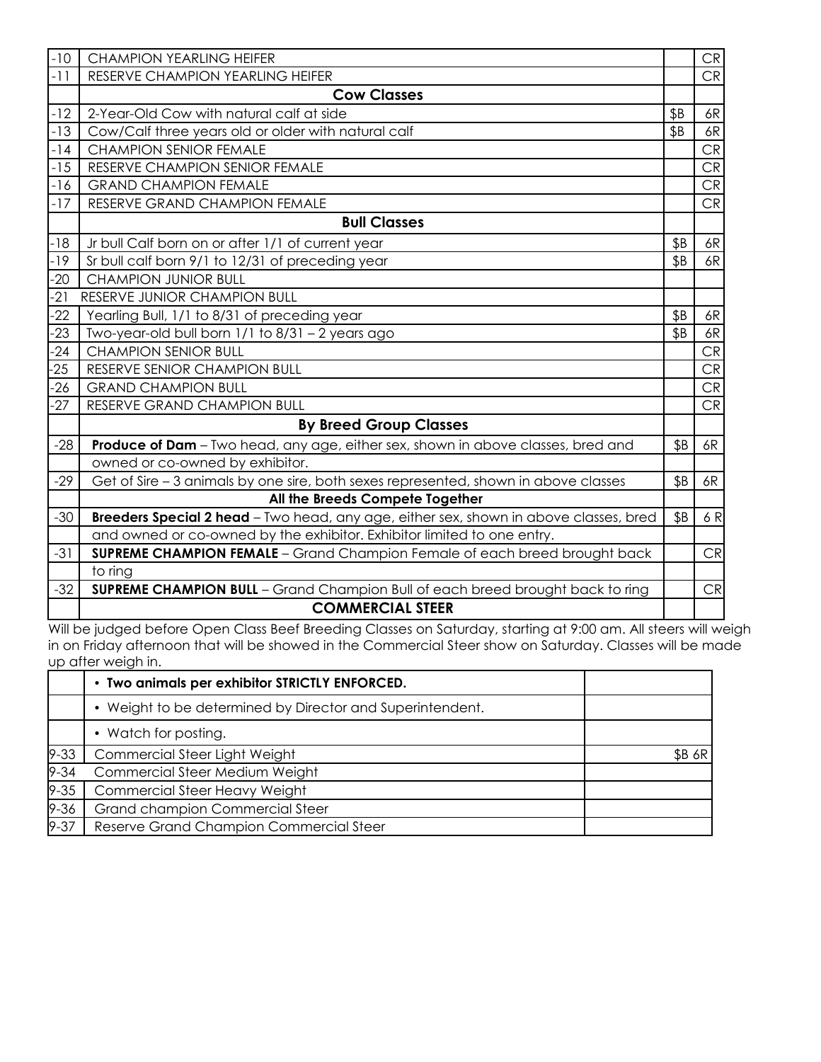| | | | |
|---|---|---|---|
| -10 | CHAMPION YEARLING HEIFER | | CR |
| -11 | RESERVE CHAMPION YEARLING HEIFER | | CR |
| | **Cow Classes** | | |
| -12 | 2-Year-Old Cow with natural calf at side | $B | 6R |
| -13 | Cow/Calf three years old or older with natural calf | $B | 6R |
| -14 | CHAMPION SENIOR FEMALE | | CR |
| -15 | RESERVE CHAMPION SENIOR FEMALE | | CR |
| -16 | GRAND CHAMPION FEMALE | | CR |
| -17 | RESERVE GRAND CHAMPION FEMALE | | CR |
| | **Bull Classes** | | |
| -18 | Jr bull Calf born on or after 1/1 of current year | $B | 6R |
| -19 | Sr bull calf born 9/1 to 12/31 of preceding year | $B | 6R |
| -20 | CHAMPION JUNIOR BULL | | |
| -21 | RESERVE JUNIOR CHAMPION BULL | | |
| -22 | Yearling Bull, 1/1 to 8/31 of preceding year | $B | 6R |
| -23 | Two-year-old bull born 1/1 to 8/31 – 2 years ago | $B | 6R |
| -24 | CHAMPION SENIOR BULL | | CR |
| -25 | RESERVE SENIOR CHAMPION BULL | | CR |
| -26 | GRAND CHAMPION BULL | | CR |
| -27 | RESERVE GRAND CHAMPION BULL | | CR |
| | **By Breed Group Classes** | | |
| -28 | **Produce of Dam** – Two head, any age, either sex, shown in above classes, bred and | $B | 6R |
| | owned or co-owned by exhibitor. | | |
| -29 | Get of Sire – 3 animals by one sire, both sexes represented, shown in above classes | $B | 6R |
| | **All the Breeds Compete Together** | | |
| -30 | **Breeders Special 2 head** – Two head, any age, either sex, shown in above classes, bred | $B | 6 R |
| | and owned or co-owned by the exhibitor. Exhibitor limited to one entry. | | |
| -31 | **SUPREME CHAMPION FEMALE** – Grand Champion Female of each breed brought back | | CR |
| | to ring | | |
| -32 | **SUPREME CHAMPION BULL** – Grand Champion Bull of each breed brought back to ring | | CR |
| | **COMMERCIAL STEER** | | |

Will be judged before Open Class Beef Breeding Classes on Saturday, starting at 9:00 am. All steers will weigh in on Friday afternoon that will be showed in the Commercial Steer show on Saturday. Classes will be made up after weigh in.

| | | |
|---|---|---|
| | • **Two animals per exhibitor STRICTLY ENFORCED.** | |
| | • Weight to be determined by Director and Superintendent. | |
| | • Watch for posting. | |
| 9-33 | Commercial Steer Light Weight | $B 6R |
| 9-34 | Commercial Steer Medium Weight | |
| 9-35 | Commercial Steer Heavy Weight | |
| 9-36 | Grand champion Commercial Steer | |
| 9-37 | Reserve Grand Champion Commercial Steer | |